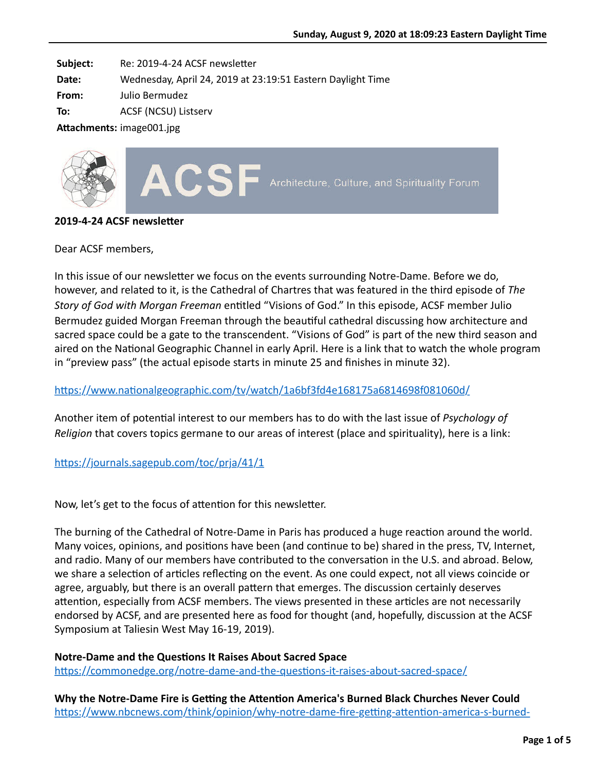**Subject:** Re: 2019-4-24 ACSF newsletter
**Date:** Wednesday, April 24, 2019 at 23:19:51 Eastern Daylight Time
**From:** Julio Bermudez
**To:** ACSF (NCSU) Listserv
**Attachments:** image001.jpg

ACSF Architecture, Culture, and Spirituality Forum

**2019-4-24 ACSF newsletter**

Dear ACSF members,

In this issue of our newsletter we focus on the events surrounding Notre-Dame. Before we do, however, and related to it, is the Cathedral of Chartres that was featured in the third episode of *The Story of God with Morgan Freeman* entitled "Visions of God." In this episode, ACSF member Julio Bermudez guided Morgan Freeman through the beautiful cathedral discussing how architecture and sacred space could be a gate to the transcendent. "Visions of God" is part of the new third season and aired on the National Geographic Channel in early April. Here is a link that to watch the whole program in "preview pass" (the actual episode starts in minute 25 and finishes in minute 32).

https://www.nationalgeographic.com/tv/watch/1a6bf3fd4e168175a6814698f081060d/

Another item of potential interest to our members has to do with the last issue of *Psychology of Religion* that covers topics germane to our areas of interest (place and spirituality), here is a link:

https://journals.sagepub.com/toc/prja/41/1

Now, let's get to the focus of attention for this newsletter.

The burning of the Cathedral of Notre-Dame in Paris has produced a huge reaction around the world. Many voices, opinions, and positions have been (and continue to be) shared in the press, TV, Internet, and radio. Many of our members have contributed to the conversation in the U.S. and abroad. Below, we share a selection of articles reflecting on the event. As one could expect, not all views coincide or agree, arguably, but there is an overall pattern that emerges. The discussion certainly deserves attention, especially from ACSF members. The views presented in these articles are not necessarily endorsed by ACSF, and are presented here as food for thought (and, hopefully, discussion at the ACSF Symposium at Taliesin West May 16-19, 2019).

**Notre-Dame and the Questions It Raises About Sacred Space**
https://commonedge.org/notre-dame-and-the-questions-it-raises-about-sacred-space/

**Why the Notre-Dame Fire is Getting the Attention America's Burned Black Churches Never Could**
https://www.nbcnews.com/think/opinion/why-notre-dame-fire-getting-attention-america-s-burned-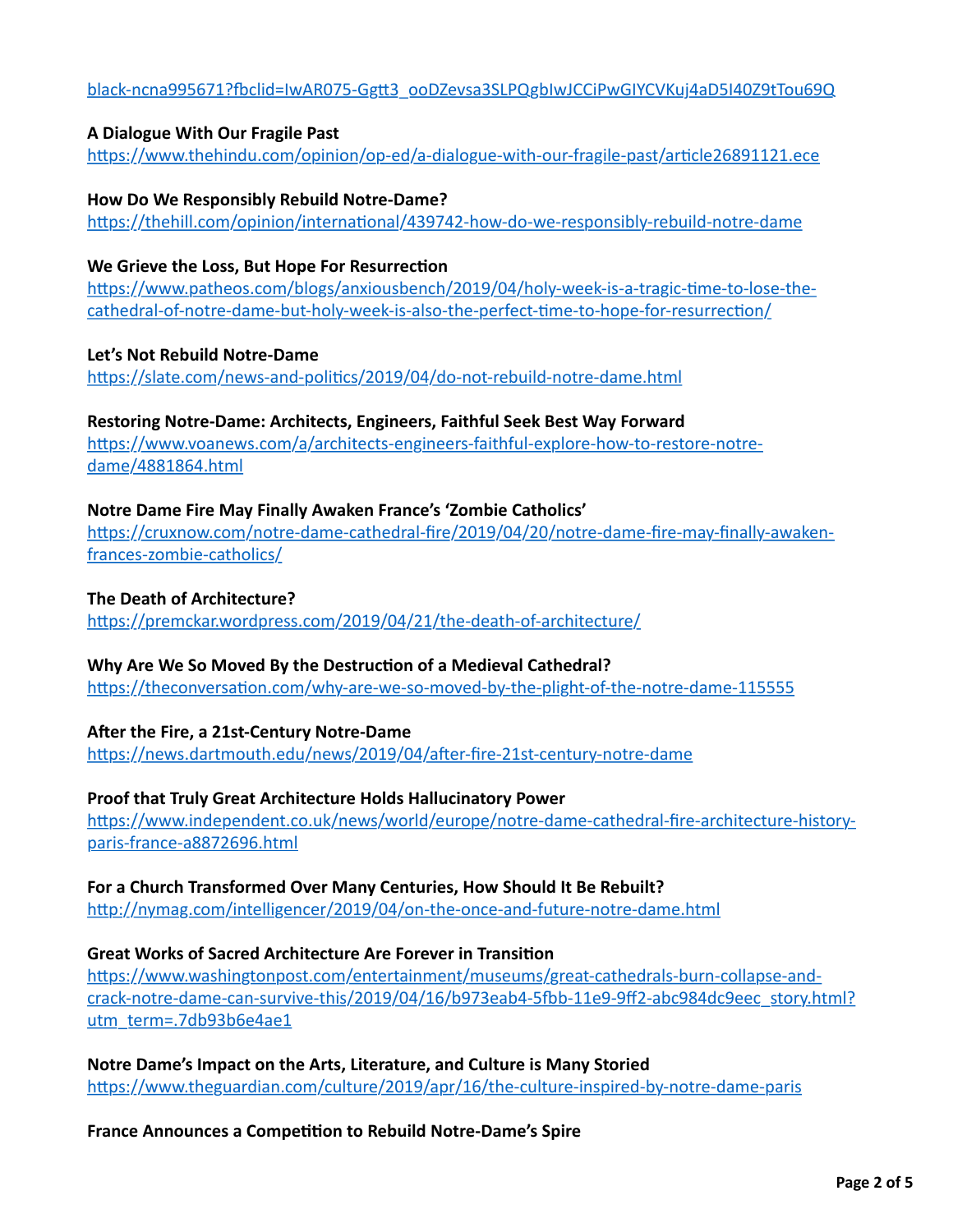black-ncna995671?fbclid=IwAR075-Ggtt3_ooDZevsa3SLPQgbIwJCCiPwGIYCVKuj4aD5I40Z9tTou69Q

**A Dialogue With Our Fragile Past**
https://www.thehindu.com/opinion/op-ed/a-dialogue-with-our-fragile-past/article26891121.ece

**How Do We Responsibly Rebuild Notre-Dame?**
https://thehill.com/opinion/international/439742-how-do-we-responsibly-rebuild-notre-dame

**We Grieve the Loss, But Hope For Resurrection**
https://www.patheos.com/blogs/anxiousbench/2019/04/holy-week-is-a-tragic-time-to-lose-the-cathedral-of-notre-dame-but-holy-week-is-also-the-perfect-time-to-hope-for-resurrection/

**Let's Not Rebuild Notre-Dame**
https://slate.com/news-and-politics/2019/04/do-not-rebuild-notre-dame.html

**Restoring Notre-Dame: Architects, Engineers, Faithful Seek Best Way Forward**
https://www.voanews.com/a/architects-engineers-faithful-explore-how-to-restore-notre-dame/4881864.html

**Notre Dame Fire May Finally Awaken France's 'Zombie Catholics'**
https://cruxnow.com/notre-dame-cathedral-fire/2019/04/20/notre-dame-fire-may-finally-awaken-frances-zombie-catholics/

**The Death of Architecture?**
https://premckar.wordpress.com/2019/04/21/the-death-of-architecture/

**Why Are We So Moved By the Destruction of a Medieval Cathedral?**
https://theconversation.com/why-are-we-so-moved-by-the-plight-of-the-notre-dame-115555

**After the Fire, a 21st-Century Notre-Dame**
https://news.dartmouth.edu/news/2019/04/after-fire-21st-century-notre-dame

**Proof that Truly Great Architecture Holds Hallucinatory Power**
https://www.independent.co.uk/news/world/europe/notre-dame-cathedral-fire-architecture-history-paris-france-a8872696.html

**For a Church Transformed Over Many Centuries, How Should It Be Rebuilt?**
http://nymag.com/intelligencer/2019/04/on-the-once-and-future-notre-dame.html

**Great Works of Sacred Architecture Are Forever in Transition**
https://www.washingtonpost.com/entertainment/museums/great-cathedrals-burn-collapse-and-crack-notre-dame-can-survive-this/2019/04/16/b973eab4-5fbb-11e9-9ff2-abc984dc9eec_story.html?utm_term=.7db93b6e4ae1

**Notre Dame's Impact on the Arts, Literature, and Culture is Many Storied**
https://www.theguardian.com/culture/2019/apr/16/the-culture-inspired-by-notre-dame-paris

**France Announces a Competition to Rebuild Notre-Dame's Spire**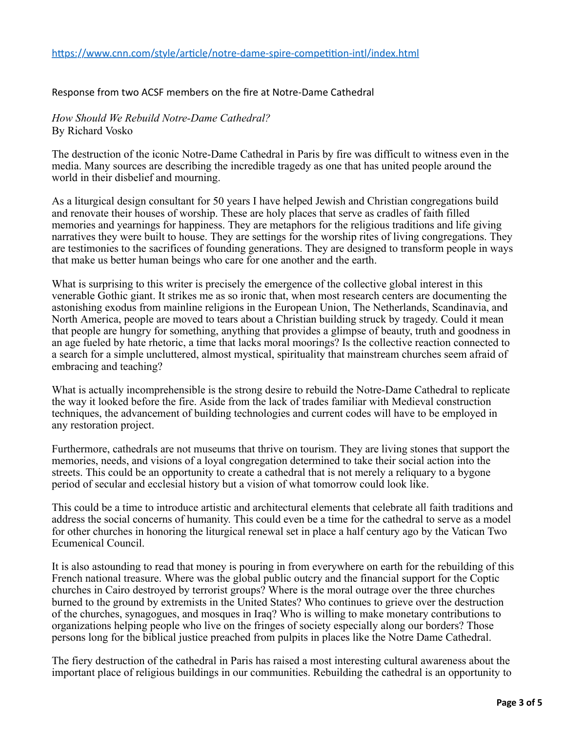https://www.cnn.com/style/article/notre-dame-spire-competition-intl/index.html

Response from two ACSF members on the fire at Notre-Dame Cathedral

*How Should We Rebuild Notre-Dame Cathedral?*
By Richard Vosko

The destruction of the iconic Notre-Dame Cathedral in Paris by fire was difficult to witness even in the media. Many sources are describing the incredible tragedy as one that has united people around the world in their disbelief and mourning.

As a liturgical design consultant for 50 years I have helped Jewish and Christian congregations build and renovate their houses of worship. These are holy places that serve as cradles of faith filled memories and yearnings for happiness. They are metaphors for the religious traditions and life giving narratives they were built to house. They are settings for the worship rites of living congregations. They are testimonies to the sacrifices of founding generations. They are designed to transform people in ways that make us better human beings who care for one another and the earth.

What is surprising to this writer is precisely the emergence of the collective global interest in this venerable Gothic giant. It strikes me as so ironic that, when most research centers are documenting the astonishing exodus from mainline religions in the European Union, The Netherlands, Scandinavia, and North America, people are moved to tears about a Christian building struck by tragedy. Could it mean that people are hungry for something, anything that provides a glimpse of beauty, truth and goodness in an age fueled by hate rhetoric, a time that lacks moral moorings? Is the collective reaction connected to a search for a simple uncluttered, almost mystical, spirituality that mainstream churches seem afraid of embracing and teaching?

What is actually incomprehensible is the strong desire to rebuild the Notre-Dame Cathedral to replicate the way it looked before the fire. Aside from the lack of trades familiar with Medieval construction techniques, the advancement of building technologies and current codes will have to be employed in any restoration project.

Furthermore, cathedrals are not museums that thrive on tourism. They are living stones that support the memories, needs, and visions of a loyal congregation determined to take their social action into the streets. This could be an opportunity to create a cathedral that is not merely a reliquary to a bygone period of secular and ecclesial history but a vision of what tomorrow could look like.

This could be a time to introduce artistic and architectural elements that celebrate all faith traditions and address the social concerns of humanity. This could even be a time for the cathedral to serve as a model for other churches in honoring the liturgical renewal set in place a half century ago by the Vatican Two Ecumenical Council.

It is also astounding to read that money is pouring in from everywhere on earth for the rebuilding of this French national treasure. Where was the global public outcry and the financial support for the Coptic churches in Cairo destroyed by terrorist groups? Where is the moral outrage over the three churches burned to the ground by extremists in the United States? Who continues to grieve over the destruction of the churches, synagogues, and mosques in Iraq? Who is willing to make monetary contributions to organizations helping people who live on the fringes of society especially along our borders? Those persons long for the biblical justice preached from pulpits in places like the Notre Dame Cathedral.

The fiery destruction of the cathedral in Paris has raised a most interesting cultural awareness about the important place of religious buildings in our communities. Rebuilding the cathedral is an opportunity to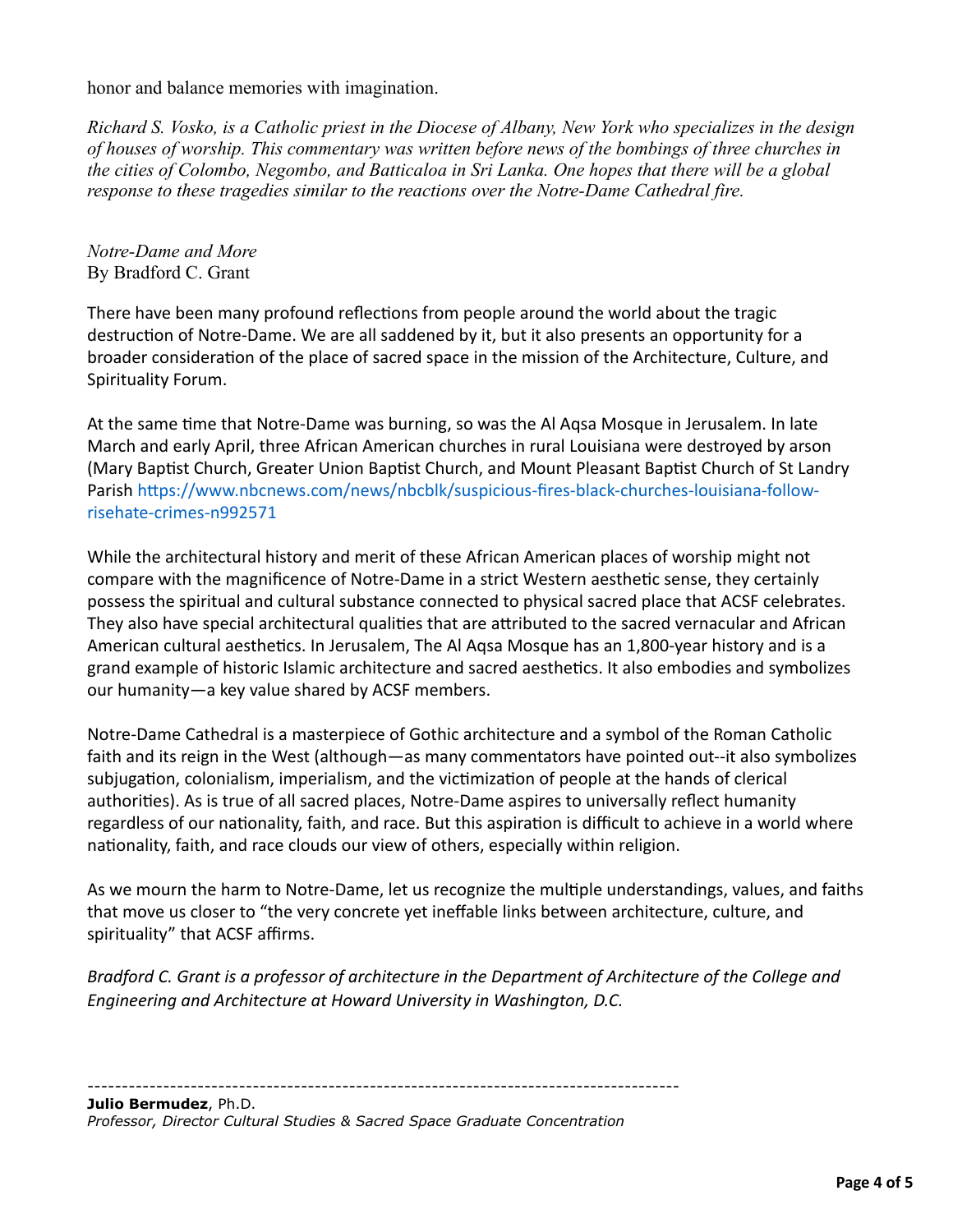honor and balance memories with imagination.

*Richard S. Vosko, is a Catholic priest in the Diocese of Albany, New York who specializes in the design of houses of worship. This commentary was written before news of the bombings of three churches in the cities of Colombo, Negombo, and Batticaloa in Sri Lanka. One hopes that there will be a global response to these tragedies similar to the reactions over the Notre-Dame Cathedral fire.*

*Notre-Dame and More*
By Bradford C. Grant

There have been many profound reflections from people around the world about the tragic destruction of Notre-Dame. We are all saddened by it, but it also presents an opportunity for a broader consideration of the place of sacred space in the mission of the Architecture, Culture, and Spirituality Forum.

At the same time that Notre-Dame was burning, so was the Al Aqsa Mosque in Jerusalem. In late March and early April, three African American churches in rural Louisiana were destroyed by arson (Mary Baptist Church, Greater Union Baptist Church, and Mount Pleasant Baptist Church of St Landry Parish https://www.nbcnews.com/news/nbcblk/suspicious-fires-black-churches-louisiana-follow-risehate-crimes-n992571

While the architectural history and merit of these African American places of worship might not compare with the magnificence of Notre-Dame in a strict Western aesthetic sense, they certainly possess the spiritual and cultural substance connected to physical sacred place that ACSF celebrates. They also have special architectural qualities that are attributed to the sacred vernacular and African American cultural aesthetics. In Jerusalem, The Al Aqsa Mosque has an 1,800-year history and is a grand example of historic Islamic architecture and sacred aesthetics. It also embodies and symbolizes our humanity—a key value shared by ACSF members.

Notre-Dame Cathedral is a masterpiece of Gothic architecture and a symbol of the Roman Catholic faith and its reign in the West (although—as many commentators have pointed out--it also symbolizes subjugation, colonialism, imperialism, and the victimization of people at the hands of clerical authorities). As is true of all sacred places, Notre-Dame aspires to universally reflect humanity regardless of our nationality, faith, and race. But this aspiration is difficult to achieve in a world where nationality, faith, and race clouds our view of others, especially within religion.

As we mourn the harm to Notre-Dame, let us recognize the multiple understandings, values, and faiths that move us closer to "the very concrete yet ineffable links between architecture, culture, and spirituality" that ACSF affirms.

*Bradford C. Grant is a professor of architecture in the Department of Architecture of the College and Engineering and Architecture at Howard University in Washington, D.C.*

---

**Julio Bermudez**, Ph.D.
*Professor, Director Cultural Studies & Sacred Space Graduate Concentration*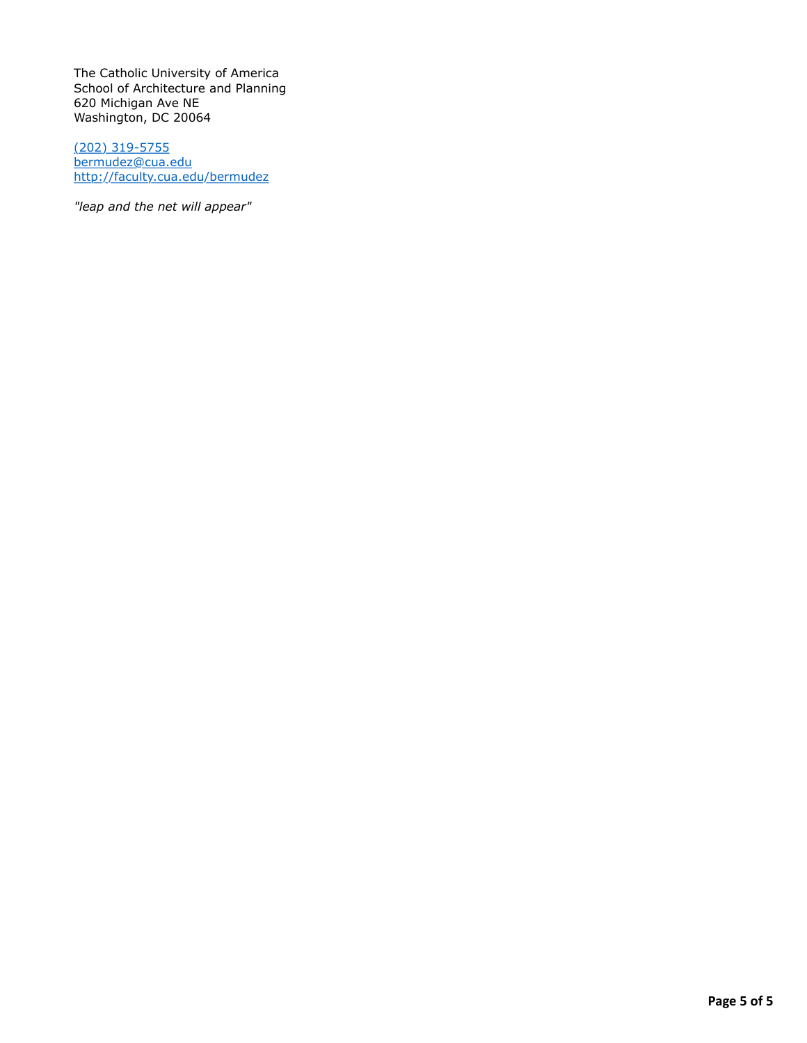The Catholic University of America
School of Architecture and Planning
620 Michigan Ave NE
Washington, DC 20064

(202) 319-5755
bermudez@cua.edu
http://faculty.cua.edu/bermudez

*"leap and the net will appear"*